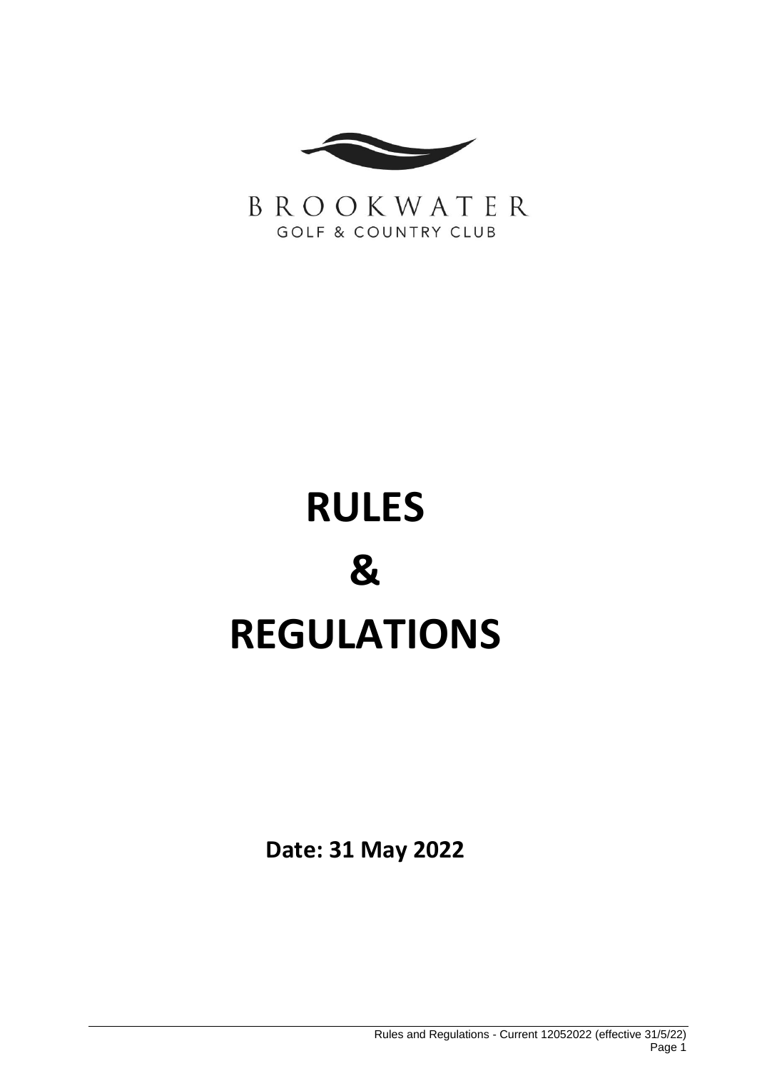BROOKWATER

GOLF & COUNTRY CLUB

# RULES

# &

# REGULATIONS

**Date: 31 May 2022**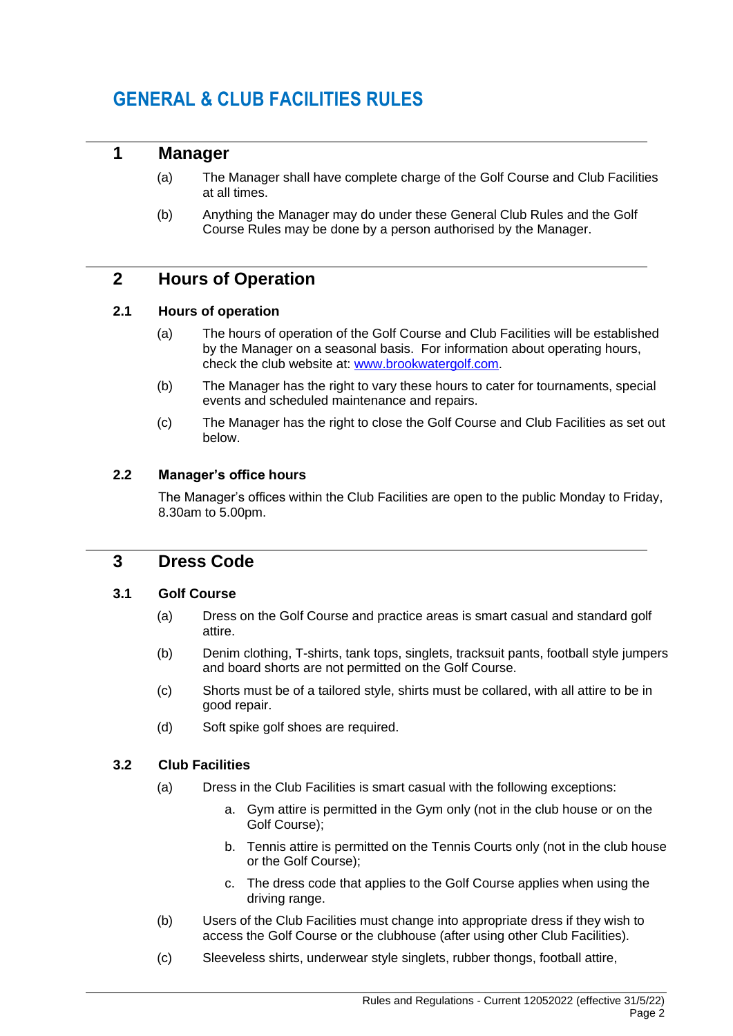# GENERAL & CLUB FACILITIES RULES

## 1 Manager

(a) The Manager shall have complete charge of the Golf Course and Club Facilities at all times.

(b) Anything the Manager may do under these General Club Rules and the Golf Course Rules may be done by a person authorised by the Manager.

## 2 Hours of Operation

### 2.1 Hours of operation

(a) The hours of operation of the Golf Course and Club Facilities will be established by the Manager on a seasonal basis. For information about operating hours, check the club website at: [www.brookwatergolf.com](http://www.brookwatergolf.com).

(b) The Manager has the right to vary these hours to cater for tournaments, special events and scheduled maintenance and repairs.

(c) The Manager has the right to close the Golf Course and Club Facilities as set out below.

### 2.2 Manager's office hours

The Manager's offices within the Club Facilities are open to the public Monday to Friday, 8.30am to 5.00pm.

## 3 Dress Code

### 3.1 Golf Course

(a) Dress on the Golf Course and practice areas is smart casual and standard golf attire.

(b) Denim clothing, T-shirts, tank tops, singlets, tracksuit pants, football style jumpers and board shorts are not permitted on the Golf Course.

(c) Shorts must be of a tailored style, shirts must be collared, with all attire to be in good repair.

(d) Soft spike golf shoes are required.

### 3.2 Club Facilities

(a) Dress in the Club Facilities is smart casual with the following exceptions:

   a. Gym attire is permitted in the Gym only (not in the club house or on the Golf Course);

   b. Tennis attire is permitted on the Tennis Courts only (not in the club house or the Golf Course);

   c. The dress code that applies to the Golf Course applies when using the driving range.

(b) Users of the Club Facilities must change into appropriate dress if they wish to access the Golf Course or the clubhouse (after using other Club Facilities).

(c) Sleeveless shirts, underwear style singlets, rubber thongs, football attire,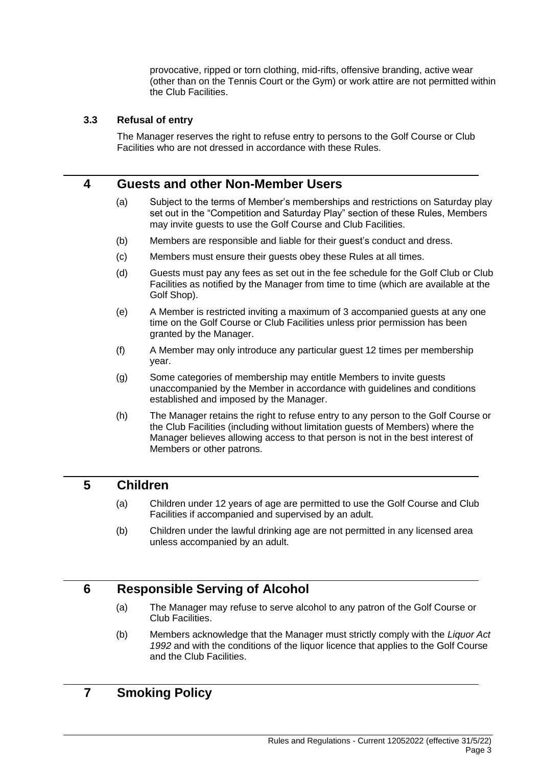provocative, ripped or torn clothing, mid-rifts, offensive branding, active wear (other than on the Tennis Court or the Gym) or work attire are not permitted within the Club Facilities.

### 3.3 Refusal of entry

The Manager reserves the right to refuse entry to persons to the Golf Course or Club Facilities who are not dressed in accordance with these Rules.

## 4 Guests and other Non-Member Users

(a) Subject to the terms of Member's memberships and restrictions on Saturday play set out in the "Competition and Saturday Play" section of these Rules, Members may invite guests to use the Golf Course and Club Facilities.

(b) Members are responsible and liable for their guest's conduct and dress.

(c) Members must ensure their guests obey these Rules at all times.

(d) Guests must pay any fees as set out in the fee schedule for the Golf Club or Club Facilities as notified by the Manager from time to time (which are available at the Golf Shop).

(e) A Member is restricted inviting a maximum of 3 accompanied guests at any one time on the Golf Course or Club Facilities unless prior permission has been granted by the Manager.

(f) A Member may only introduce any particular guest 12 times per membership year.

(g) Some categories of membership may entitle Members to invite guests unaccompanied by the Member in accordance with guidelines and conditions established and imposed by the Manager.

(h) The Manager retains the right to refuse entry to any person to the Golf Course or the Club Facilities (including without limitation guests of Members) where the Manager believes allowing access to that person is not in the best interest of Members or other patrons.

## 5 Children

(a) Children under 12 years of age are permitted to use the Golf Course and Club Facilities if accompanied and supervised by an adult.

(b) Children under the lawful drinking age are not permitted in any licensed area unless accompanied by an adult.

## 6 Responsible Serving of Alcohol

(a) The Manager may refuse to serve alcohol to any patron of the Golf Course or Club Facilities.

(b) Members acknowledge that the Manager must strictly comply with the *Liquor Act 1992* and with the conditions of the liquor licence that applies to the Golf Course and the Club Facilities.

## 7 Smoking Policy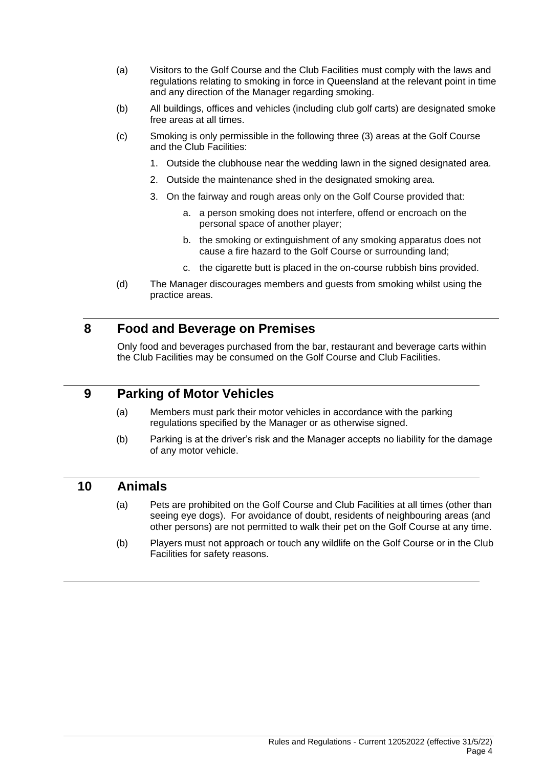(a) Visitors to the Golf Course and the Club Facilities must comply with the laws and regulations relating to smoking in force in Queensland at the relevant point in time and any direction of the Manager regarding smoking.

(b) All buildings, offices and vehicles (including club golf carts) are designated smoke free areas at all times.

(c) Smoking is only permissible in the following three (3) areas at the Golf Course and the Club Facilities:

1. Outside the clubhouse near the wedding lawn in the signed designated area.
2. Outside the maintenance shed in the designated smoking area.
3. On the fairway and rough areas only on the Golf Course provided that:
    a. a person smoking does not interfere, offend or encroach on the personal space of another player;
    b. the smoking or extinguishment of any smoking apparatus does not cause a fire hazard to the Golf Course or surrounding land;
    c. the cigarette butt is placed in the on-course rubbish bins provided.

(d) The Manager discourages members and guests from smoking whilst using the practice areas.

## 8 Food and Beverage on Premises

Only food and beverages purchased from the bar, restaurant and beverage carts within the Club Facilities may be consumed on the Golf Course and Club Facilities.

## 9 Parking of Motor Vehicles

(a) Members must park their motor vehicles in accordance with the parking regulations specified by the Manager or as otherwise signed.

(b) Parking is at the driver's risk and the Manager accepts no liability for the damage of any motor vehicle.

## 10 Animals

(a) Pets are prohibited on the Golf Course and Club Facilities at all times (other than seeing eye dogs). For avoidance of doubt, residents of neighbouring areas (and other persons) are not permitted to walk their pet on the Golf Course at any time.

(b) Players must not approach or touch any wildlife on the Golf Course or in the Club Facilities for safety reasons.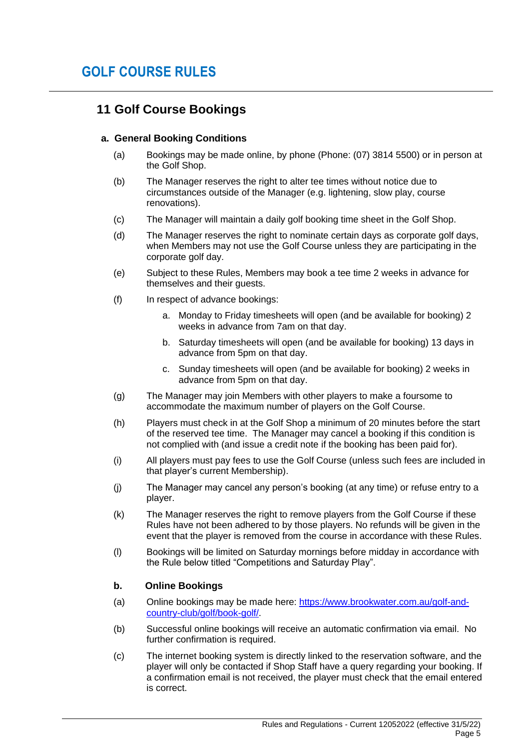# GOLF COURSE RULES

## 11 Golf Course Bookings

### a. General Booking Conditions

(a) Bookings may be made online, by phone (Phone: (07) 3814 5500) or in person at the Golf Shop.

(b) The Manager reserves the right to alter tee times without notice due to circumstances outside of the Manager (e.g. lightening, slow play, course renovations).

(c) The Manager will maintain a daily golf booking time sheet in the Golf Shop.

(d) The Manager reserves the right to nominate certain days as corporate golf days, when Members may not use the Golf Course unless they are participating in the corporate golf day.

(e) Subject to these Rules, Members may book a tee time 2 weeks in advance for themselves and their guests.

(f) In respect of advance bookings:

   a. Monday to Friday timesheets will open (and be available for booking) 2 weeks in advance from 7am on that day.

   b. Saturday timesheets will open (and be available for booking) 13 days in advance from 5pm on that day.

   c. Sunday timesheets will open (and be available for booking) 2 weeks in advance from 5pm on that day.

(g) The Manager may join Members with other players to make a foursome to accommodate the maximum number of players on the Golf Course.

(h) Players must check in at the Golf Shop a minimum of 20 minutes before the start of the reserved tee time. The Manager may cancel a booking if this condition is not complied with (and issue a credit note if the booking has been paid for).

(i) All players must pay fees to use the Golf Course (unless such fees are included in that player's current Membership).

(j) The Manager may cancel any person's booking (at any time) or refuse entry to a player.

(k) The Manager reserves the right to remove players from the Golf Course if these Rules have not been adhered to by those players. No refunds will be given in the event that the player is removed from the course in accordance with these Rules.

(l) Bookings will be limited on Saturday mornings before midday in accordance with the Rule below titled "Competitions and Saturday Play".

### b. Online Bookings

(a) Online bookings may be made here: [https://www.brookwater.com.au/golf-and-country-club/golf/book-golf/](https://www.brookwater.com.au/golf-and-country-club/golf/book-golf/).

(b) Successful online bookings will receive an automatic confirmation via email. No further confirmation is required.

(c) The internet booking system is directly linked to the reservation software, and the player will only be contacted if Shop Staff have a query regarding your booking. If a confirmation email is not received, the player must check that the email entered is correct.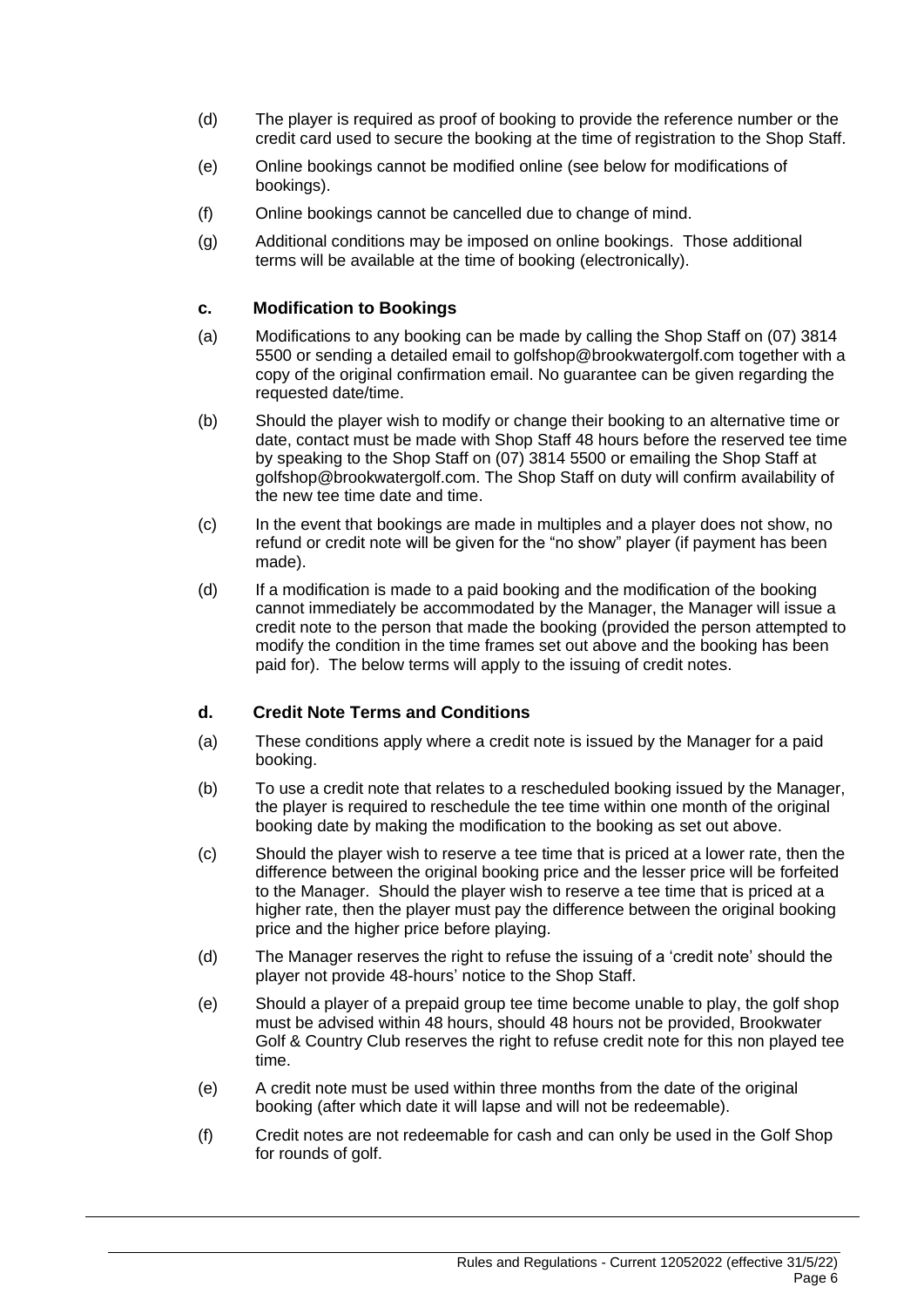(d) The player is required as proof of booking to provide the reference number or the credit card used to secure the booking at the time of registration to the Shop Staff.

(e) Online bookings cannot be modified online (see below for modifications of bookings).

(f) Online bookings cannot be cancelled due to change of mind.

(g) Additional conditions may be imposed on online bookings. Those additional terms will be available at the time of booking (electronically).

### c. Modification to Bookings

(a) Modifications to any booking can be made by calling the Shop Staff on (07) 3814 5500 or sending a detailed email to golfshop@brookwatergolf.com together with a copy of the original confirmation email. No guarantee can be given regarding the requested date/time.

(b) Should the player wish to modify or change their booking to an alternative time or date, contact must be made with Shop Staff 48 hours before the reserved tee time by speaking to the Shop Staff on (07) 3814 5500 or emailing the Shop Staff at golfshop@brookwatergolf.com. The Shop Staff on duty will confirm availability of the new tee time date and time.

(c) In the event that bookings are made in multiples and a player does not show, no refund or credit note will be given for the "no show" player (if payment has been made).

(d) If a modification is made to a paid booking and the modification of the booking cannot immediately be accommodated by the Manager, the Manager will issue a credit note to the person that made the booking (provided the person attempted to modify the condition in the time frames set out above and the booking has been paid for). The below terms will apply to the issuing of credit notes.

### d. Credit Note Terms and Conditions

(a) These conditions apply where a credit note is issued by the Manager for a paid booking.

(b) To use a credit note that relates to a rescheduled booking issued by the Manager, the player is required to reschedule the tee time within one month of the original booking date by making the modification to the booking as set out above.

(c) Should the player wish to reserve a tee time that is priced at a lower rate, then the difference between the original booking price and the lesser price will be forfeited to the Manager. Should the player wish to reserve a tee time that is priced at a higher rate, then the player must pay the difference between the original booking price and the higher price before playing.

(d) The Manager reserves the right to refuse the issuing of a 'credit note' should the player not provide 48-hours' notice to the Shop Staff.

(e) Should a player of a prepaid group tee time become unable to play, the golf shop must be advised within 48 hours, should 48 hours not be provided, Brookwater Golf & Country Club reserves the right to refuse credit note for this non played tee time.

(e) A credit note must be used within three months from the date of the original booking (after which date it will lapse and will not be redeemable).

(f) Credit notes are not redeemable for cash and can only be used in the Golf Shop for rounds of golf.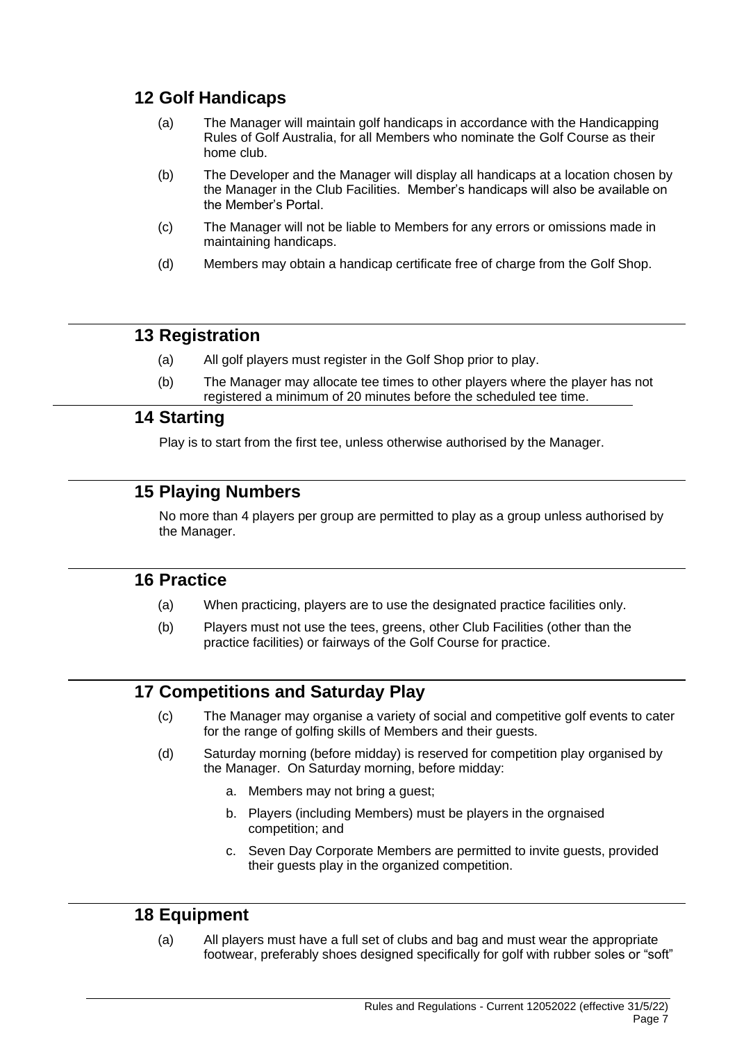## 12 Golf Handicaps

(a) The Manager will maintain golf handicaps in accordance with the Handicapping Rules of Golf Australia, for all Members who nominate the Golf Course as their home club.

(b) The Developer and the Manager will display all handicaps at a location chosen by the Manager in the Club Facilities. Member's handicaps will also be available on the Member's Portal.

(c) The Manager will not be liable to Members for any errors or omissions made in maintaining handicaps.

(d) Members may obtain a handicap certificate free of charge from the Golf Shop.

## 13 Registration

(a) All golf players must register in the Golf Shop prior to play.

(b) The Manager may allocate tee times to other players where the player has not registered a minimum of 20 minutes before the scheduled tee time.

## 14 Starting

Play is to start from the first tee, unless otherwise authorised by the Manager.

## 15 Playing Numbers

No more than 4 players per group are permitted to play as a group unless authorised by the Manager.

## 16 Practice

(a) When practicing, players are to use the designated practice facilities only.

(b) Players must not use the tees, greens, other Club Facilities (other than the practice facilities) or fairways of the Golf Course for practice.

## 17 Competitions and Saturday Play

(c) The Manager may organise a variety of social and competitive golf events to cater for the range of golfing skills of Members and their guests.

(d) Saturday morning (before midday) is reserved for competition play organised by the Manager. On Saturday morning, before midday:

a. Members may not bring a guest;

b. Players (including Members) must be players in the orgnaised competition; and

c. Seven Day Corporate Members are permitted to invite guests, provided their guests play in the organized competition.

## 18 Equipment

(a) All players must have a full set of clubs and bag and must wear the appropriate footwear, preferably shoes designed specifically for golf with rubber soles or "soft"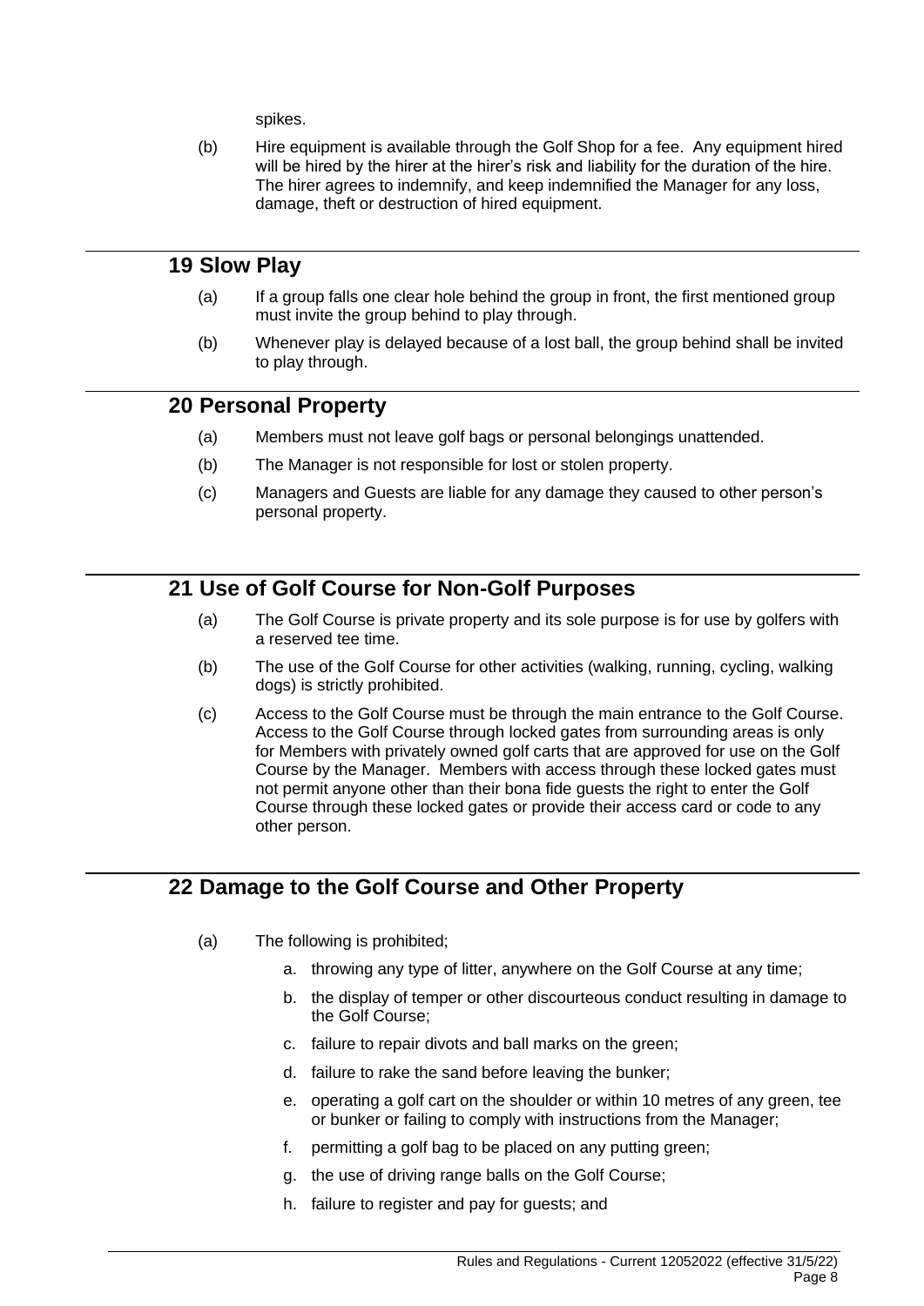spikes.

(b) Hire equipment is available through the Golf Shop for a fee. Any equipment hired will be hired by the hirer at the hirer's risk and liability for the duration of the hire. The hirer agrees to indemnify, and keep indemnified the Manager for any loss, damage, theft or destruction of hired equipment.

## 19 Slow Play

(a) If a group falls one clear hole behind the group in front, the first mentioned group must invite the group behind to play through.

(b) Whenever play is delayed because of a lost ball, the group behind shall be invited to play through.

## 20 Personal Property

(a) Members must not leave golf bags or personal belongings unattended.

(b) The Manager is not responsible for lost or stolen property.

(c) Managers and Guests are liable for any damage they caused to other person's personal property.

## 21 Use of Golf Course for Non-Golf Purposes

(a) The Golf Course is private property and its sole purpose is for use by golfers with a reserved tee time.

(b) The use of the Golf Course for other activities (walking, running, cycling, walking dogs) is strictly prohibited.

(c) Access to the Golf Course must be through the main entrance to the Golf Course. Access to the Golf Course through locked gates from surrounding areas is only for Members with privately owned golf carts that are approved for use on the Golf Course by the Manager. Members with access through these locked gates must not permit anyone other than their bona fide guests the right to enter the Golf Course through these locked gates or provide their access card or code to any other person.

## 22 Damage to the Golf Course and Other Property

(a) The following is prohibited;

   a. throwing any type of litter, anywhere on the Golf Course at any time;
   b. the display of temper or other discourteous conduct resulting in damage to the Golf Course;
   c. failure to repair divots and ball marks on the green;
   d. failure to rake the sand before leaving the bunker;
   e. operating a golf cart on the shoulder or within 10 metres of any green, tee or bunker or failing to comply with instructions from the Manager;
   f. permitting a golf bag to be placed on any putting green;
   g. the use of driving range balls on the Golf Course;
   h. failure to register and pay for guests; and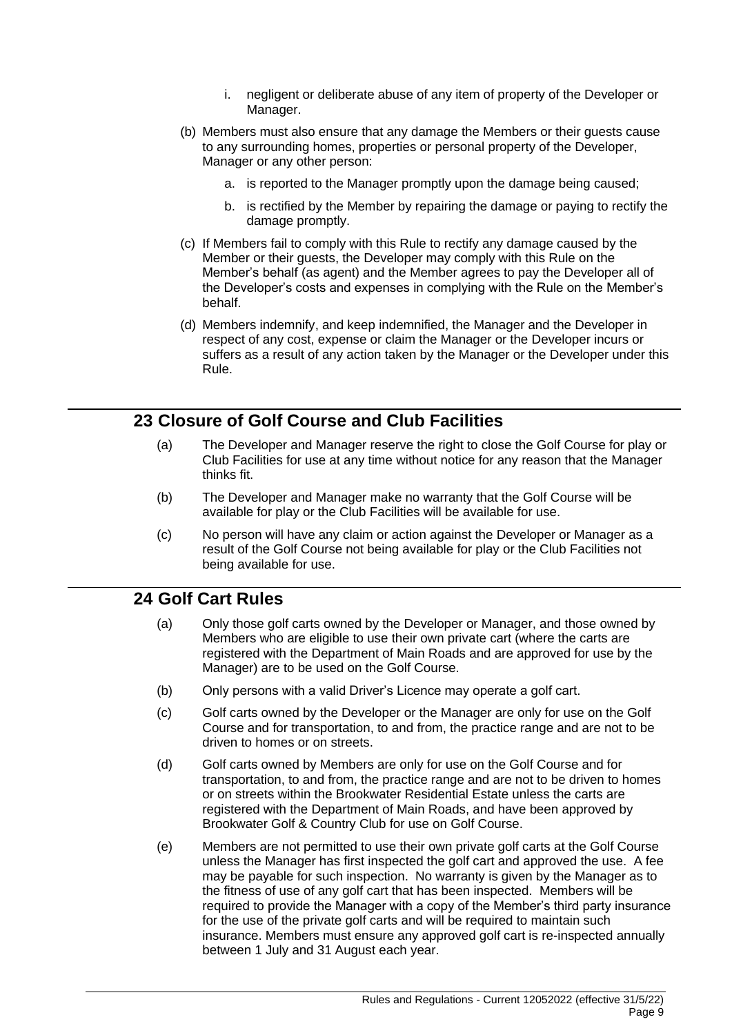i. negligent or deliberate abuse of any item of property of the Developer or Manager.

(b) Members must also ensure that any damage the Members or their guests cause to any surrounding homes, properties or personal property of the Developer, Manager or any other person:

a. is reported to the Manager promptly upon the damage being caused;

b. is rectified by the Member by repairing the damage or paying to rectify the damage promptly.

(c) If Members fail to comply with this Rule to rectify any damage caused by the Member or their guests, the Developer may comply with this Rule on the Member's behalf (as agent) and the Member agrees to pay the Developer all of the Developer's costs and expenses in complying with the Rule on the Member's behalf.

(d) Members indemnify, and keep indemnified, the Manager and the Developer in respect of any cost, expense or claim the Manager or the Developer incurs or suffers as a result of any action taken by the Manager or the Developer under this Rule.

## 23 Closure of Golf Course and Club Facilities

(a) The Developer and Manager reserve the right to close the Golf Course for play or Club Facilities for use at any time without notice for any reason that the Manager thinks fit.

(b) The Developer and Manager make no warranty that the Golf Course will be available for play or the Club Facilities will be available for use.

(c) No person will have any claim or action against the Developer or Manager as a result of the Golf Course not being available for play or the Club Facilities not being available for use.

## 24 Golf Cart Rules

(a) Only those golf carts owned by the Developer or Manager, and those owned by Members who are eligible to use their own private cart (where the carts are registered with the Department of Main Roads and are approved for use by the Manager) are to be used on the Golf Course.

(b) Only persons with a valid Driver's Licence may operate a golf cart.

(c) Golf carts owned by the Developer or the Manager are only for use on the Golf Course and for transportation, to and from, the practice range and are not to be driven to homes or on streets.

(d) Golf carts owned by Members are only for use on the Golf Course and for transportation, to and from, the practice range and are not to be driven to homes or on streets within the Brookwater Residential Estate unless the carts are registered with the Department of Main Roads, and have been approved by Brookwater Golf & Country Club for use on Golf Course.

(e) Members are not permitted to use their own private golf carts at the Golf Course unless the Manager has first inspected the golf cart and approved the use. A fee may be payable for such inspection. No warranty is given by the Manager as to the fitness of use of any golf cart that has been inspected. Members will be required to provide the Manager with a copy of the Member's third party insurance for the use of the private golf carts and will be required to maintain such insurance. Members must ensure any approved golf cart is re-inspected annually between 1 July and 31 August each year.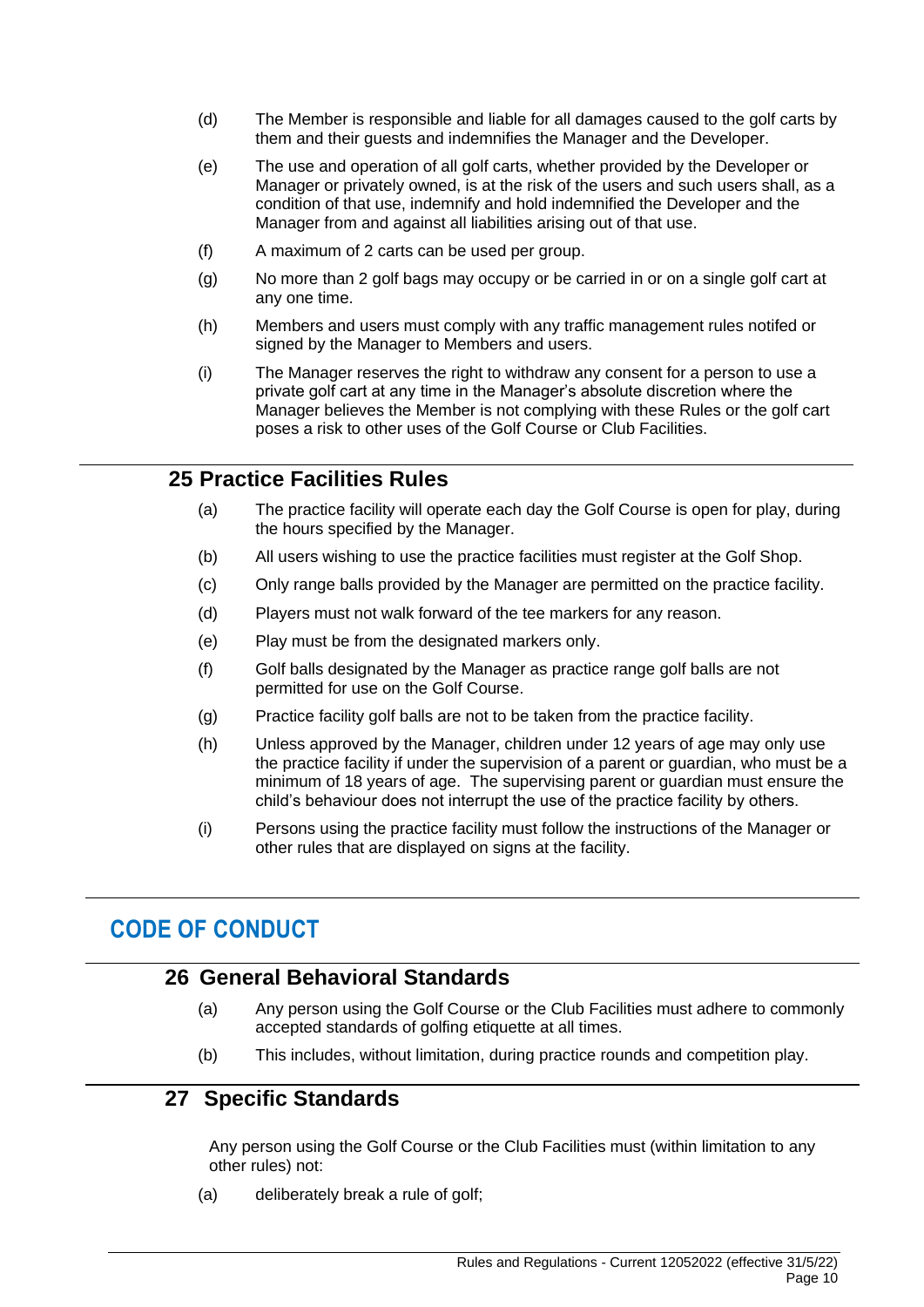(d) The Member is responsible and liable for all damages caused to the golf carts by them and their guests and indemnifies the Manager and the Developer.

(e) The use and operation of all golf carts, whether provided by the Developer or Manager or privately owned, is at the risk of the users and such users shall, as a condition of that use, indemnify and hold indemnified the Developer and the Manager from and against all liabilities arising out of that use.

(f) A maximum of 2 carts can be used per group.

(g) No more than 2 golf bags may occupy or be carried in or on a single golf cart at any one time.

(h) Members and users must comply with any traffic management rules notifed or signed by the Manager to Members and users.

(i) The Manager reserves the right to withdraw any consent for a person to use a private golf cart at any time in the Manager's absolute discretion where the Manager believes the Member is not complying with these Rules or the golf cart poses a risk to other uses of the Golf Course or Club Facilities.

## 25 Practice Facilities Rules

(a) The practice facility will operate each day the Golf Course is open for play, during the hours specified by the Manager.

(b) All users wishing to use the practice facilities must register at the Golf Shop.

(c) Only range balls provided by the Manager are permitted on the practice facility.

(d) Players must not walk forward of the tee markers for any reason.

(e) Play must be from the designated markers only.

(f) Golf balls designated by the Manager as practice range golf balls are not permitted for use on the Golf Course.

(g) Practice facility golf balls are not to be taken from the practice facility.

(h) Unless approved by the Manager, children under 12 years of age may only use the practice facility if under the supervision of a parent or guardian, who must be a minimum of 18 years of age. The supervising parent or guardian must ensure the child's behaviour does not interrupt the use of the practice facility by others.

(i) Persons using the practice facility must follow the instructions of the Manager or other rules that are displayed on signs at the facility.

# CODE OF CONDUCT

## 26 General Behavioral Standards

(a) Any person using the Golf Course or the Club Facilities must adhere to commonly accepted standards of golfing etiquette at all times.

(b) This includes, without limitation, during practice rounds and competition play.

## 27 Specific Standards

Any person using the Golf Course or the Club Facilities must (within limitation to any other rules) not:

(a) deliberately break a rule of golf;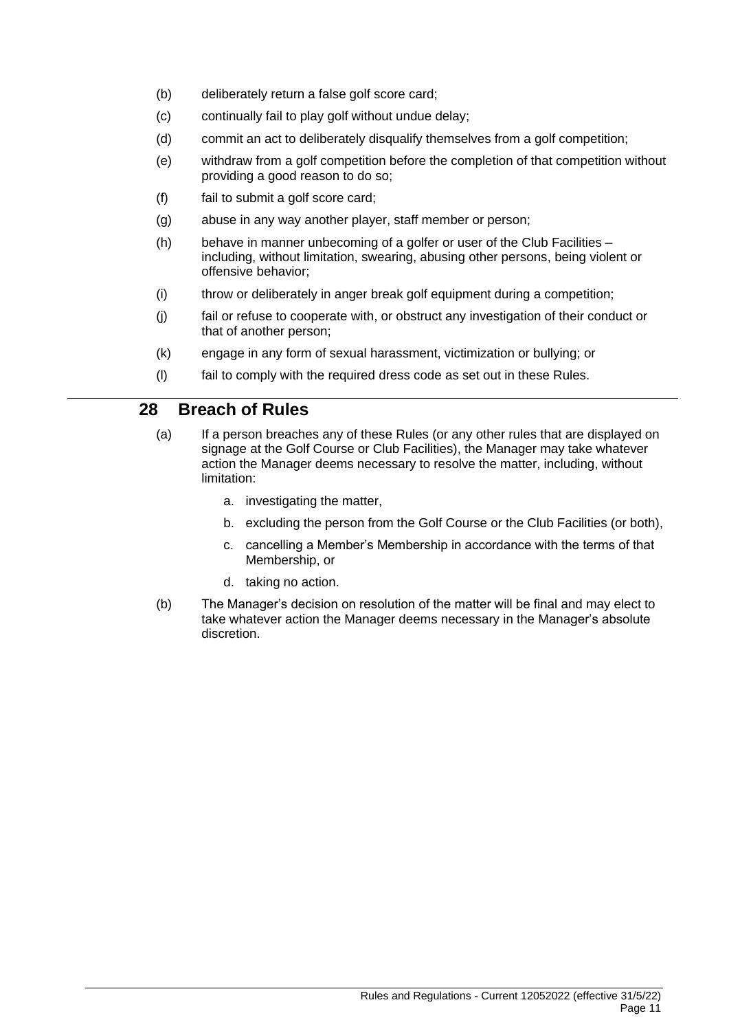(b) deliberately return a false golf score card;

(c) continually fail to play golf without undue delay;

(d) commit an act to deliberately disqualify themselves from a golf competition;

(e) withdraw from a golf competition before the completion of that competition without providing a good reason to do so;

(f) fail to submit a golf score card;

(g) abuse in any way another player, staff member or person;

(h) behave in manner unbecoming of a golfer or user of the Club Facilities – including, without limitation, swearing, abusing other persons, being violent or offensive behavior;

(i) throw or deliberately in anger break golf equipment during a competition;

(j) fail or refuse to cooperate with, or obstruct any investigation of their conduct or that of another person;

(k) engage in any form of sexual harassment, victimization or bullying; or

(l) fail to comply with the required dress code as set out in these Rules.

## 28 Breach of Rules

(a) If a person breaches any of these Rules (or any other rules that are displayed on signage at the Golf Course or Club Facilities), the Manager may take whatever action the Manager deems necessary to resolve the matter, including, without limitation:

   a. investigating the matter,

   b. excluding the person from the Golf Course or the Club Facilities (or both),

   c. cancelling a Member's Membership in accordance with the terms of that Membership, or

   d. taking no action.

(b) The Manager's decision on resolution of the matter will be final and may elect to take whatever action the Manager deems necessary in the Manager's absolute discretion.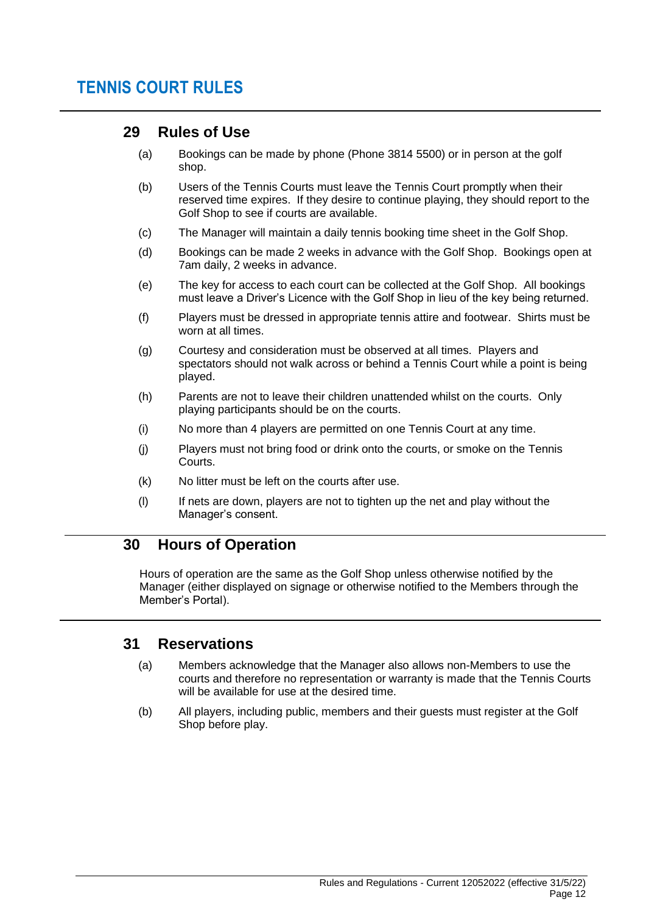# TENNIS COURT RULES

## 29 Rules of Use

(a) Bookings can be made by phone (Phone 3814 5500) or in person at the golf shop.

(b) Users of the Tennis Courts must leave the Tennis Court promptly when their reserved time expires. If they desire to continue playing, they should report to the Golf Shop to see if courts are available.

(c) The Manager will maintain a daily tennis booking time sheet in the Golf Shop.

(d) Bookings can be made 2 weeks in advance with the Golf Shop. Bookings open at 7am daily, 2 weeks in advance.

(e) The key for access to each court can be collected at the Golf Shop. All bookings must leave a Driver's Licence with the Golf Shop in lieu of the key being returned.

(f) Players must be dressed in appropriate tennis attire and footwear. Shirts must be worn at all times.

(g) Courtesy and consideration must be observed at all times. Players and spectators should not walk across or behind a Tennis Court while a point is being played.

(h) Parents are not to leave their children unattended whilst on the courts. Only playing participants should be on the courts.

(i) No more than 4 players are permitted on one Tennis Court at any time.

(j) Players must not bring food or drink onto the courts, or smoke on the Tennis Courts.

(k) No litter must be left on the courts after use.

(l) If nets are down, players are not to tighten up the net and play without the Manager's consent.

## 30 Hours of Operation

Hours of operation are the same as the Golf Shop unless otherwise notified by the Manager (either displayed on signage or otherwise notified to the Members through the Member's Portal).

## 31 Reservations

(a) Members acknowledge that the Manager also allows non-Members to use the courts and therefore no representation or warranty is made that the Tennis Courts will be available for use at the desired time.

(b) All players, including public, members and their guests must register at the Golf Shop before play.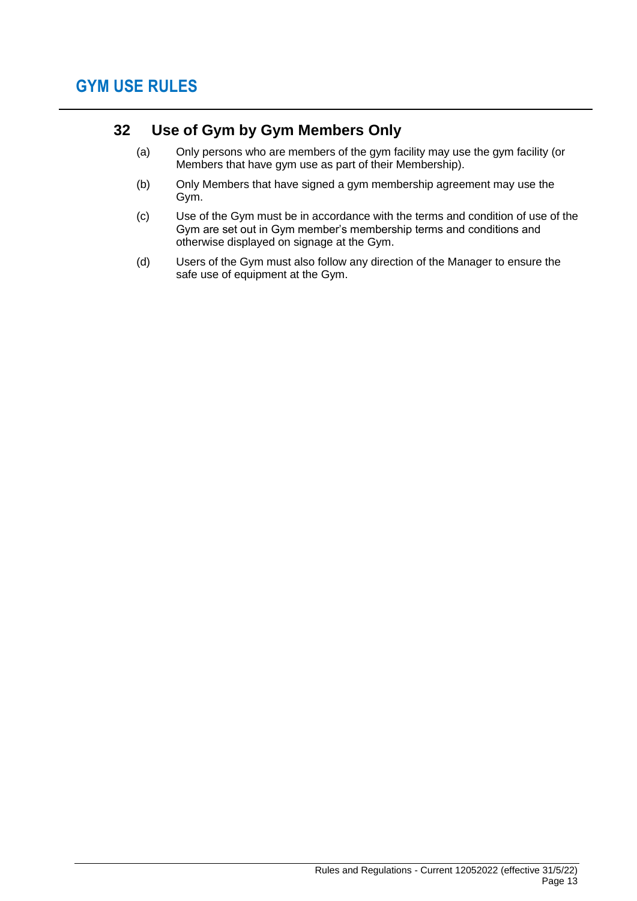# GYM USE RULES

## 32 Use of Gym by Gym Members Only

(a) Only persons who are members of the gym facility may use the gym facility (or Members that have gym use as part of their Membership).

(b) Only Members that have signed a gym membership agreement may use the Gym.

(c) Use of the Gym must be in accordance with the terms and condition of use of the Gym are set out in Gym member's membership terms and conditions and otherwise displayed on signage at the Gym.

(d) Users of the Gym must also follow any direction of the Manager to ensure the safe use of equipment at the Gym.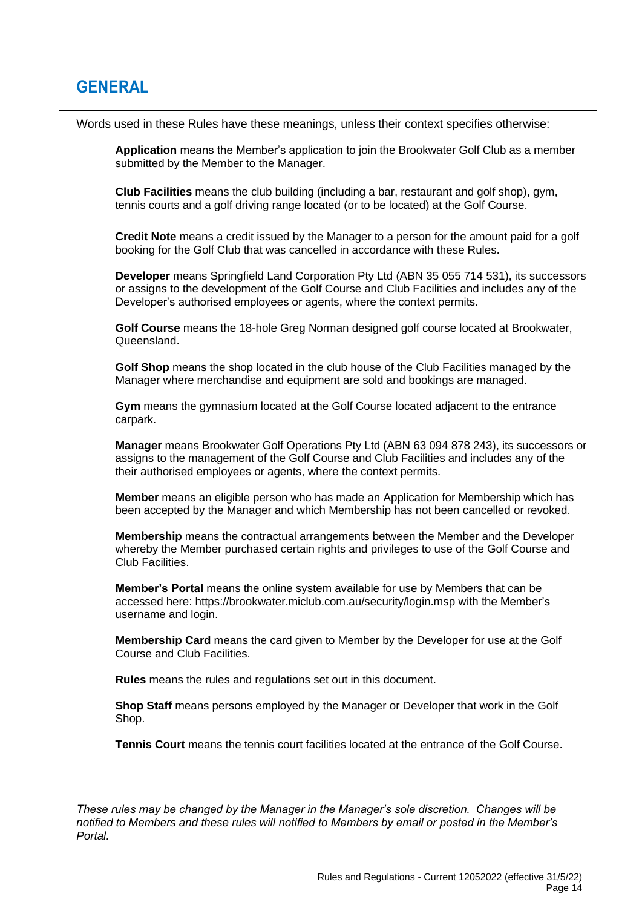# GENERAL

Words used in these Rules have these meanings, unless their context specifies otherwise:

**Application** means the Member's application to join the Brookwater Golf Club as a member submitted by the Member to the Manager.

**Club Facilities** means the club building (including a bar, restaurant and golf shop), gym, tennis courts and a golf driving range located (or to be located) at the Golf Course.

**Credit Note** means a credit issued by the Manager to a person for the amount paid for a golf booking for the Golf Club that was cancelled in accordance with these Rules.

**Developer** means Springfield Land Corporation Pty Ltd (ABN 35 055 714 531), its successors or assigns to the development of the Golf Course and Club Facilities and includes any of the Developer's authorised employees or agents, where the context permits.

**Golf Course** means the 18-hole Greg Norman designed golf course located at Brookwater, Queensland.

**Golf Shop** means the shop located in the club house of the Club Facilities managed by the Manager where merchandise and equipment are sold and bookings are managed.

**Gym** means the gymnasium located at the Golf Course located adjacent to the entrance carpark.

**Manager** means Brookwater Golf Operations Pty Ltd (ABN 63 094 878 243), its successors or assigns to the management of the Golf Course and Club Facilities and includes any of the their authorised employees or agents, where the context permits.

**Member** means an eligible person who has made an Application for Membership which has been accepted by the Manager and which Membership has not been cancelled or revoked.

**Membership** means the contractual arrangements between the Member and the Developer whereby the Member purchased certain rights and privileges to use of the Golf Course and Club Facilities.

**Member's Portal** means the online system available for use by Members that can be accessed here: https://brookwater.miclub.com.au/security/login.msp with the Member's username and login.

**Membership Card** means the card given to Member by the Developer for use at the Golf Course and Club Facilities.

**Rules** means the rules and regulations set out in this document.

**Shop Staff** means persons employed by the Manager or Developer that work in the Golf Shop.

**Tennis Court** means the tennis court facilities located at the entrance of the Golf Course.

*These rules may be changed by the Manager in the Manager's sole discretion. Changes will be notified to Members and these rules will notified to Members by email or posted in the Member's Portal.*